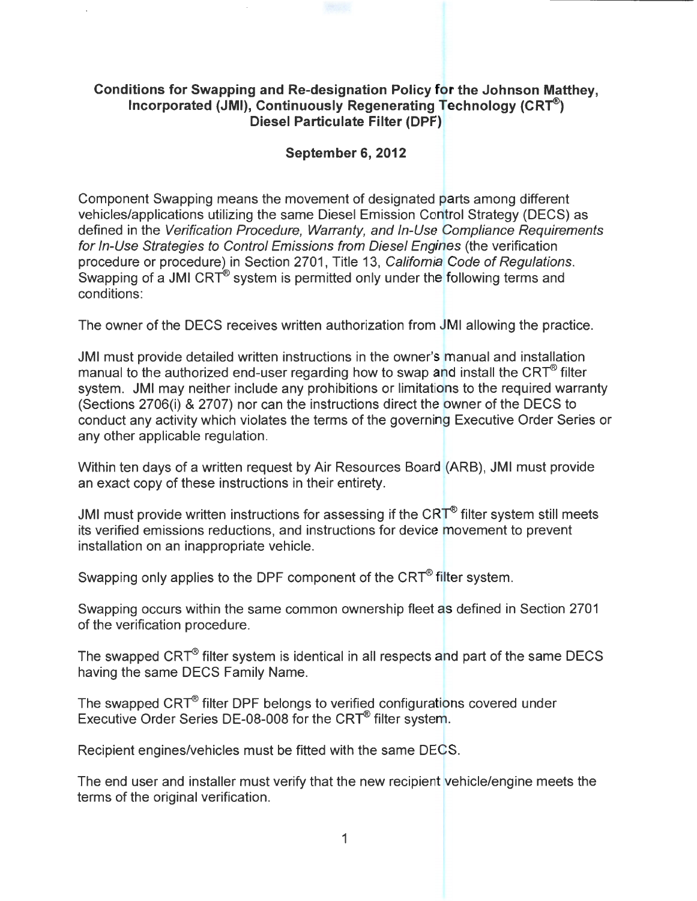**Conditions for Swapping and Re-designation Policy for the Johnson Matthey, Incorporated (JMI), Continuously Regenerating Technology (CRT®) Diesel Particulate Filter (DPF)**

**September 6, 2012**

Component Swapping means the movement of designated parts among different vehicles/applications utilizing the same Diesel Emission Control Strategy (DECS) as defined in the *Verification Procedure, Warranty, and In-Use Compliance Requirements for In-Use Strategies to Control Emissions from Diesel Engines* (the verification procedure or procedure) in Section 2701, Title 13, *California Code of Regulations*. Swapping of a JMI CRT® system is permitted only under the following terms and conditions:

The owner of the DECS receives written authorization from JMI allowing the practice.

JMI must provide detailed written instructions in the owner's manual and installation manual to the authorized end-user regarding how to swap and install the CRT® filter system. JMI may neither include any prohibitions or limitations to the required warranty (Sections 2706(i) & 2707) nor can the instructions direct the owner of the DECS to conduct any activity which violates the terms of the governing Executive Order Series or any other applicable regulation.

Within ten days of a written request by Air Resources Board (ARB), JMI must provide an exact copy of these instructions in their entirety.

JMI must provide written instructions for assessing if the CRT® filter system still meets its verified emissions reductions, and instructions for device movement to prevent installation on an inappropriate vehicle.

Swapping only applies to the DPF component of the CRT® filter system.

Swapping occurs within the same common ownership fleet as defined in Section 2701 of the verification procedure.

The swapped CRT® filter system is identical in all respects and part of the same DECS having the same DECS Family Name.

The swapped CRT® filter DPF belongs to verified configurations covered under Executive Order Series DE-08-008 for the CRT® filter system.

Recipient engines/vehicles must be fitted with the same DECS.

The end user and installer must verify that the new recipient vehicle/engine meets the terms of the original verification.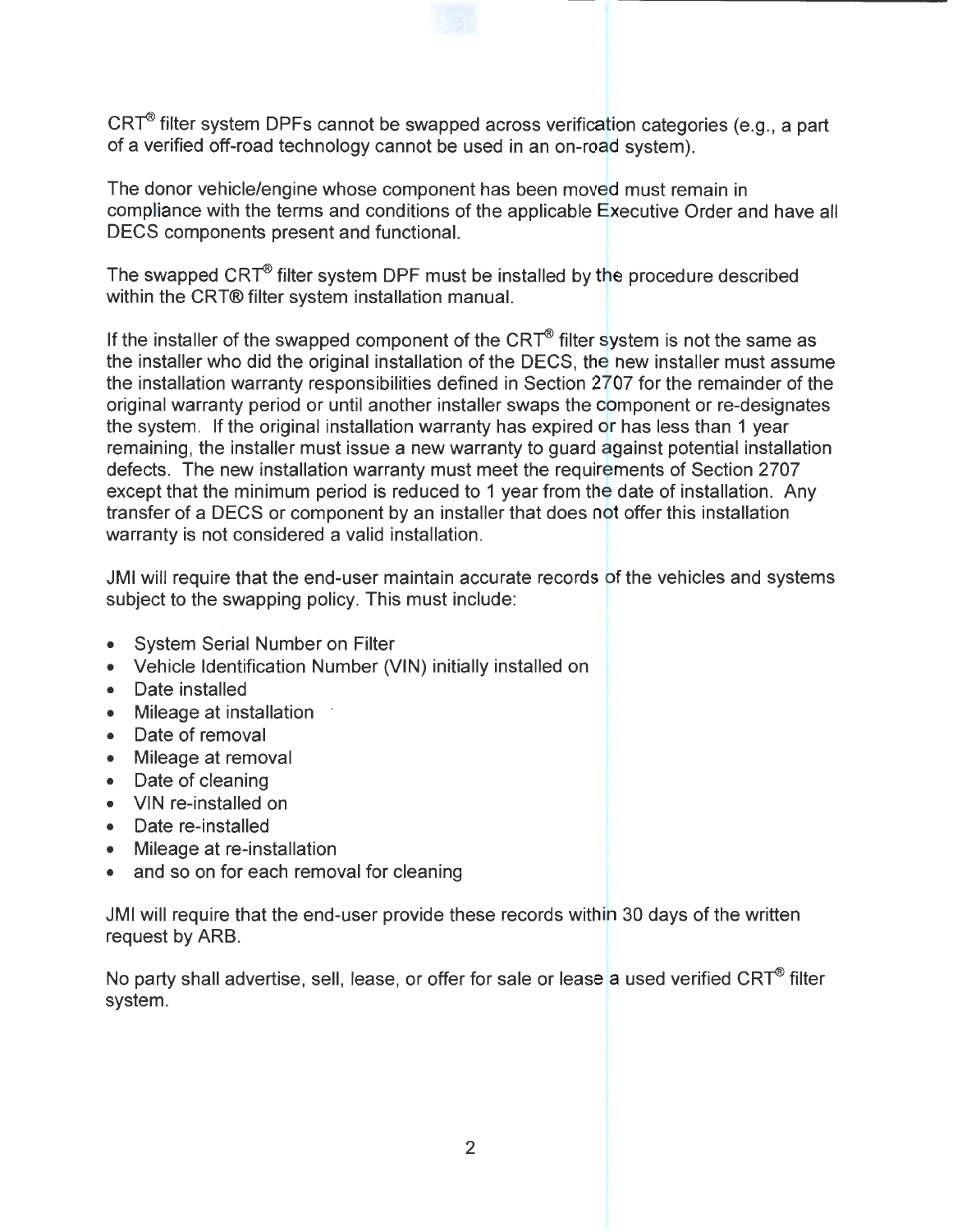CRT® filter system DPFs cannot be swapped across verification categories (e.g., a part of a verified off-road technology cannot be used in an on-road system).

The donor vehicle/engine whose component has been moved must remain in compliance with the terms and conditions of the applicable Executive Order and have all DECS components present and functional.

The swapped CRT® filter system DPF must be installed by the procedure described within the CRT® filter system installation manual.

If the installer of the swapped component of the CRT® filter system is not the same as the installer who did the original installation of the DECS, the new installer must assume the installation warranty responsibilities defined in Section 2707 for the remainder of the original warranty period or until another installer swaps the component or re-designates the system. If the original installation warranty has expired or has less than 1 year remaining, the installer must issue a new warranty to guard against potential installation defects. The new installation warranty must meet the requirements of Section 2707 except that the minimum period is reduced to 1 year from the date of installation. Any transfer of a DECS or component by an installer that does not offer this installation warranty is not considered a valid installation.

JMI will require that the end-user maintain accurate records of the vehicles and systems subject to the swapping policy. This must include:

- System Serial Number on Filter
- Vehicle Identification Number (VIN) initially installed on
- Date installed
- Mileage at installation
- Date of removal
- Mileage at removal
- Date of cleaning
- VIN re-installed on
- Date re-installed
- Mileage at re-installation
- and so on for each removal for cleaning

JMI will require that the end-user provide these records within 30 days of the written request by ARB.

No party shall advertise, sell, lease, or offer for sale or lease a used verified CRT® filter system.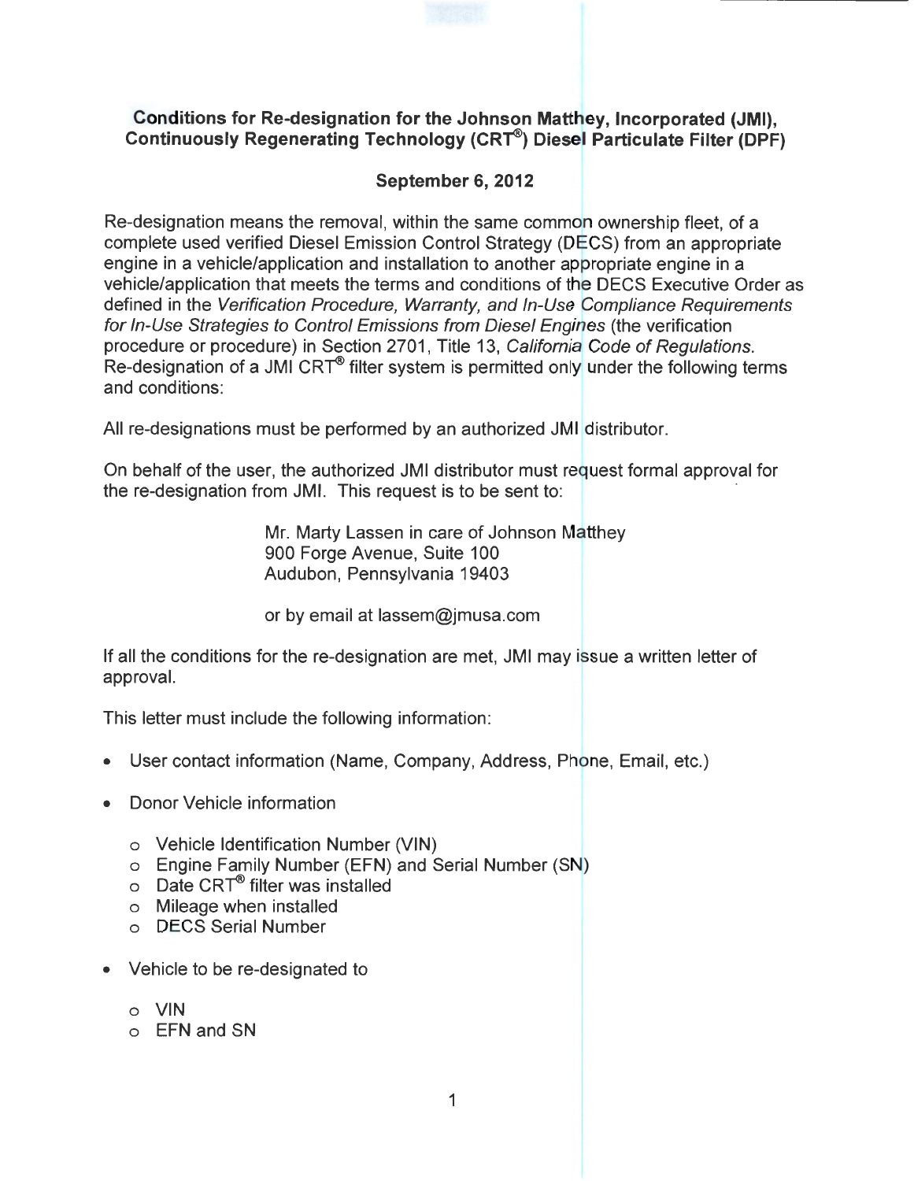**Conditions for Re-designation for the Johnson Matthey, Incorporated (JMI), Continuously Regenerating Technology (CRT®) Diesel Particulate Filter (DPF)**

**September 6, 2012**

Re-designation means the removal, within the same common ownership fleet, of a complete used verified Diesel Emission Control Strategy (DECS) from an appropriate engine in a vehicle/application and installation to another appropriate engine in a vehicle/application that meets the terms and conditions of the DECS Executive Order as defined in the *Verification Procedure, Warranty, and In-Use Compliance Requirements for In-Use Strategies to Control Emissions from Diesel Engines* (the verification procedure or procedure) in Section 2701, Title 13, *California Code of Regulations*. Re-designation of a JMI CRT® filter system is permitted only under the following terms and conditions:

All re-designations must be performed by an authorized JMI distributor.

On behalf of the user, the authorized JMI distributor must request formal approval for the re-designation from JMI. This request is to be sent to:

Mr. Marty Lassen in care of Johnson Matthey
900 Forge Avenue, Suite 100
Audubon, Pennsylvania 19403

or by email at lassem@jmusa.com

If all the conditions for the re-designation are met, JMI may issue a written letter of approval.

This letter must include the following information:

- User contact information (Name, Company, Address, Phone, Email, etc.)
- Donor Vehicle information
  - Vehicle Identification Number (VIN)
  - Engine Family Number (EFN) and Serial Number (SN)
  - Date CRT® filter was installed
  - Mileage when installed
  - DECS Serial Number
- Vehicle to be re-designated to
  - VIN
  - EFN and SN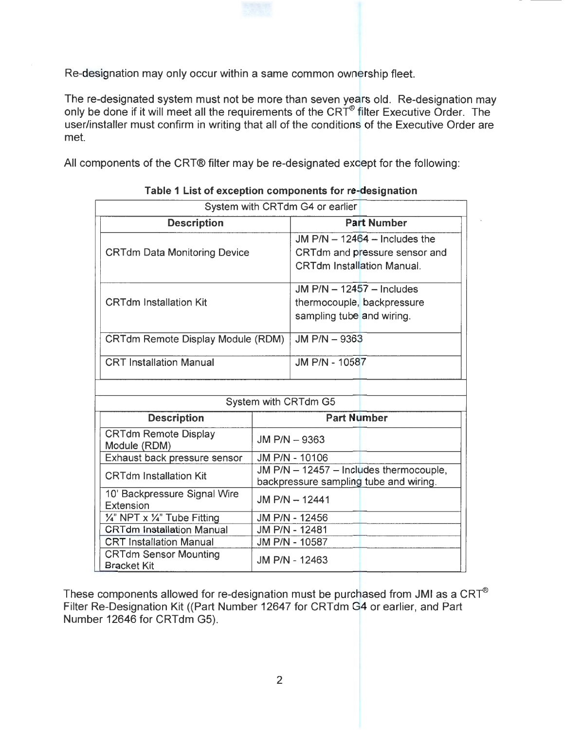Re-designation may only occur within a same common ownership fleet.

The re-designated system must not be more than seven years old. Re-designation may only be done if it will meet all the requirements of the CRT® filter Executive Order. The user/installer must confirm in writing that all of the conditions of the Executive Order are met.

All components of the CRT® filter may be re-designated except for the following:

**Table 1 List of exception components for re-designation**

System with CRTdm G4 or earlier

| Description | Part Number |
|---|---|
| CRTdm Data Monitoring Device | JM P/N – 12464 – Includes the CRTdm and pressure sensor and CRTdm Installation Manual. |
| CRTdm Installation Kit | JM P/N – 12457 – Includes thermocouple, backpressure sampling tube and wiring. |
| CRTdm Remote Display Module (RDM) | JM P/N – 9363 |
| CRT Installation Manual | JM P/N - 10587 |

System with CRTdm G5

| Description | Part Number |
|---|---|
| CRTdm Remote Display Module (RDM) | JM P/N – 9363 |
| Exhaust back pressure sensor | JM P/N - 10106 |
| CRTdm Installation Kit | JM P/N – 12457 – Includes thermocouple, backpressure sampling tube and wiring. |
| 10' Backpressure Signal Wire Extension | JM P/N – 12441 |
| ¼" NPT x ¼" Tube Fitting | JM P/N - 12456 |
| CRTdm Installation Manual | JM P/N - 12481 |
| CRT Installation Manual | JM P/N - 10587 |
| CRTdm Sensor Mounting Bracket Kit | JM P/N - 12463 |

These components allowed for re-designation must be purchased from JMI as a CRT® Filter Re-Designation Kit ((Part Number 12647 for CRTdm G4 or earlier, and Part Number 12646 for CRTdm G5).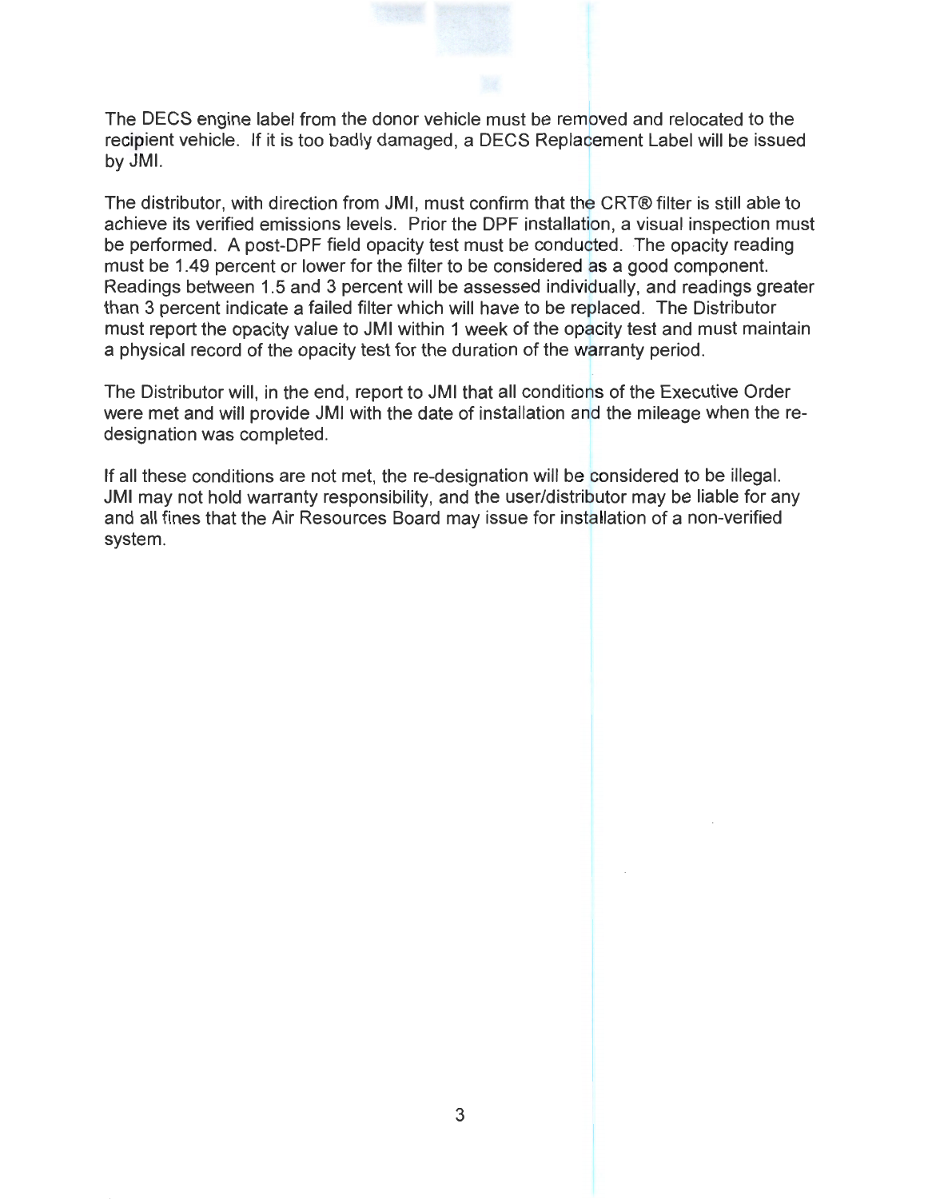The DECS engine label from the donor vehicle must be removed and relocated to the recipient vehicle. If it is too badly damaged, a DECS Replacement Label will be issued by JMI.

The distributor, with direction from JMI, must confirm that the CRT® filter is still able to achieve its verified emissions levels. Prior the DPF installation, a visual inspection must be performed. A post-DPF field opacity test must be conducted. The opacity reading must be 1.49 percent or lower for the filter to be considered as a good component. Readings between 1.5 and 3 percent will be assessed individually, and readings greater than 3 percent indicate a failed filter which will have to be replaced. The Distributor must report the opacity value to JMI within 1 week of the opacity test and must maintain a physical record of the opacity test for the duration of the warranty period.

The Distributor will, in the end, report to JMI that all conditions of the Executive Order were met and will provide JMI with the date of installation and the mileage when the re-designation was completed.

If all these conditions are not met, the re-designation will be considered to be illegal. JMI may not hold warranty responsibility, and the user/distributor may be liable for any and all fines that the Air Resources Board may issue for installation of a non-verified system.